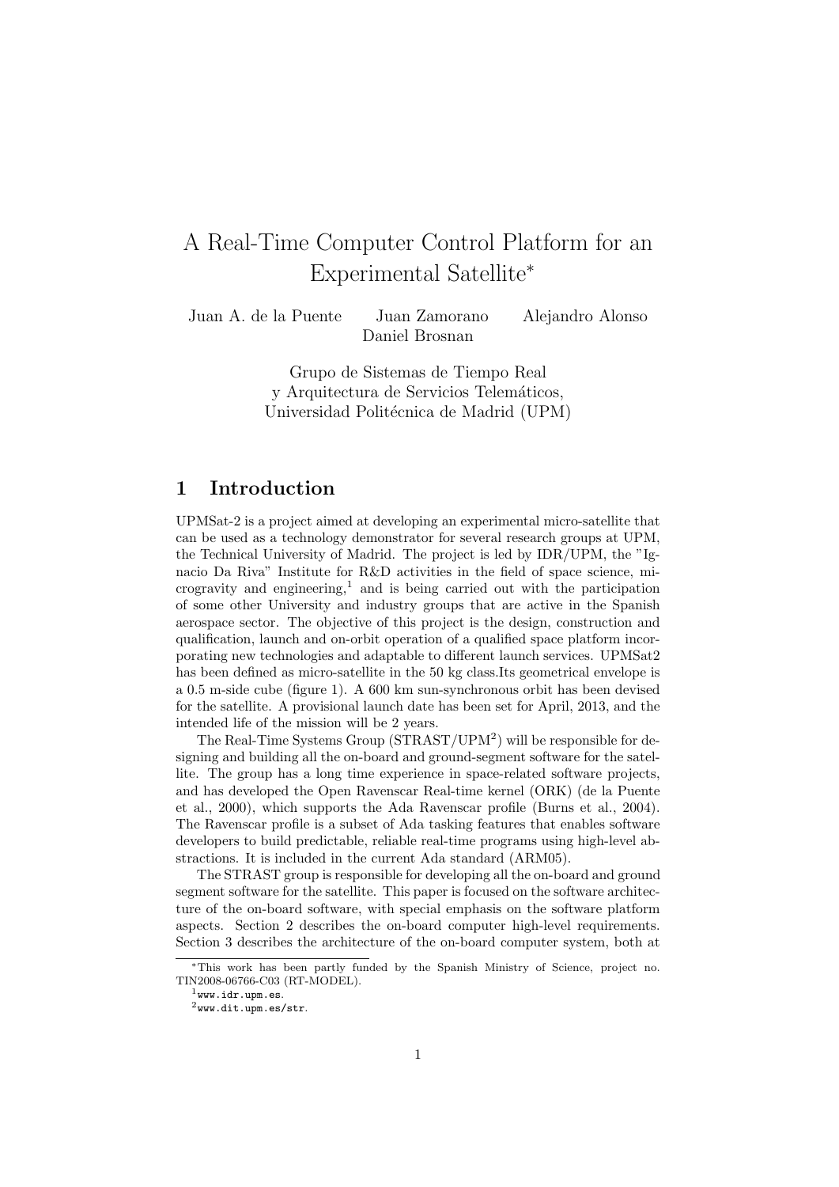# A Real-Time Computer Control Platform for an Experimental Satellite*

Juan A. de la Puente Juan Zamorano Alejandro Alonso
Daniel Brosnan

Grupo de Sistemas de Tiempo Real
y Arquitectura de Servicios Telemáticos,
Universidad Politécnica de Madrid (UPM)

## 1 Introduction

UPMSat-2 is a project aimed at developing an experimental micro-satellite that can be used as a technology demonstrator for several research groups at UPM, the Technical University of Madrid. The project is led by IDR/UPM, the "Ignacio Da Riva" Institute for R&D activities in the field of space science, micrograving and engineering,[1] and is being carried out with the participation of some other University and industry groups that are active in the Spanish aerospace sector. The objective of this project is the design, construction and qualification, launch and on-orbit operation of a qualified space platform incorporating new technologies and adaptable to different launch services. UPMSat2 has been defined as micro-satellite in the 50 kg class.Its geometrical envelope is a 0.5 m-side cube (figure 1). A 600 km sun-synchronous orbit has been devised for the satellite. A provisional launch date has been set for April, 2013, and the intended life of the mission will be 2 years.

The Real-Time Systems Group (STRAST/UPM[2]) will be responsible for designing and building all the on-board and ground-segment software for the satellite. The group has a long time experience in space-related software projects, and has developed the Open Ravenscar Real-time kernel (ORK) (de la Puente et al., 2000), which supports the Ada Ravenscar profile (Burns et al., 2004). The Ravenscar profile is a subset of Ada tasking features that enables software developers to build predictable, reliable real-time programs using high-level abstractions. It is included in the current Ada standard (ARM05).

The STRAST group is responsible for developing all the on-board and ground segment software for the satellite. This paper is focused on the software architecture of the on-board software, with special emphasis on the software platform aspects. Section 2 describes the on-board computer high-level requirements. Section 3 describes the architecture of the on-board computer system, both at

---

*This work has been partly funded by the Spanish Ministry of Science, project no. TIN2008-06766-C03 (RT-MODEL).

[1] www.idr.upm.es.

[2] www.dit.upm.es/str.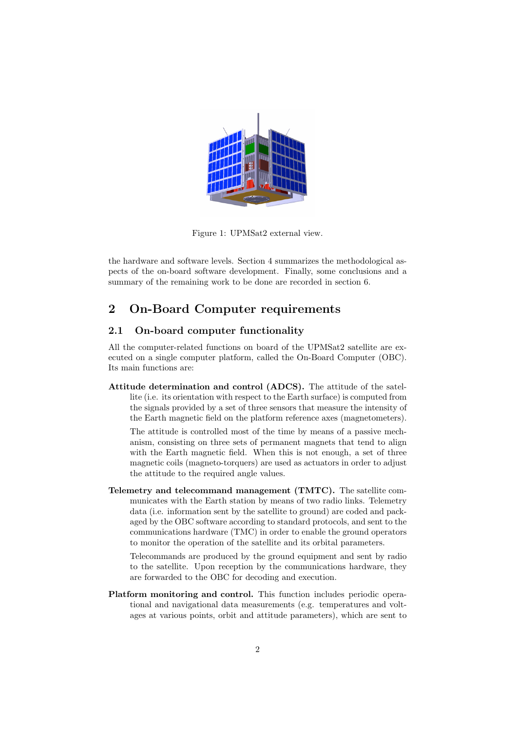Figure 1: UPMSat2 external view.

the hardware and software levels. Section 4 summarizes the methodological aspects of the on-board software development. Finally, some conclusions and a summary of the remaining work to be done are recorded in section 6.

## 2 On-Board Computer requirements

### 2.1 On-board computer functionality

All the computer-related functions on board of the UPMSat2 satellite are executed on a single computer platform, called the On-Board Computer (OBC). Its main functions are:

**Attitude determination and control (ADCS).** The attitude of the satellite (i.e. its orientation with respect to the Earth surface) is computed from the signals provided by a set of three sensors that measure the intensity of the Earth magnetic field on the platform reference axes (magnetometers).

The attitude is controlled most of the time by means of a passive mechanism, consisting on three sets of permanent magnets that tend to align with the Earth magnetic field. When this is not enough, a set of three magnetic coils (magneto-torquers) are used as actuators in order to adjust the attitude to the required angle values.

**Telemetry and telecommand management (TMTC).** The satellite communicates with the Earth station by means of two radio links. Telemetry data (i.e. information sent by the satellite to ground) are coded and packaged by the OBC software according to standard protocols, and sent to the communications hardware (TMC) in order to enable the ground operators to monitor the operation of the satellite and its orbital parameters.

Telecommands are produced by the ground equipment and sent by radio to the satellite. Upon reception by the communications hardware, they are forwarded to the OBC for decoding and execution.

**Platform monitoring and control.** This function includes periodic operational and navigational data measurements (e.g. temperatures and voltages at various points, orbit and attitude parameters), which are sent to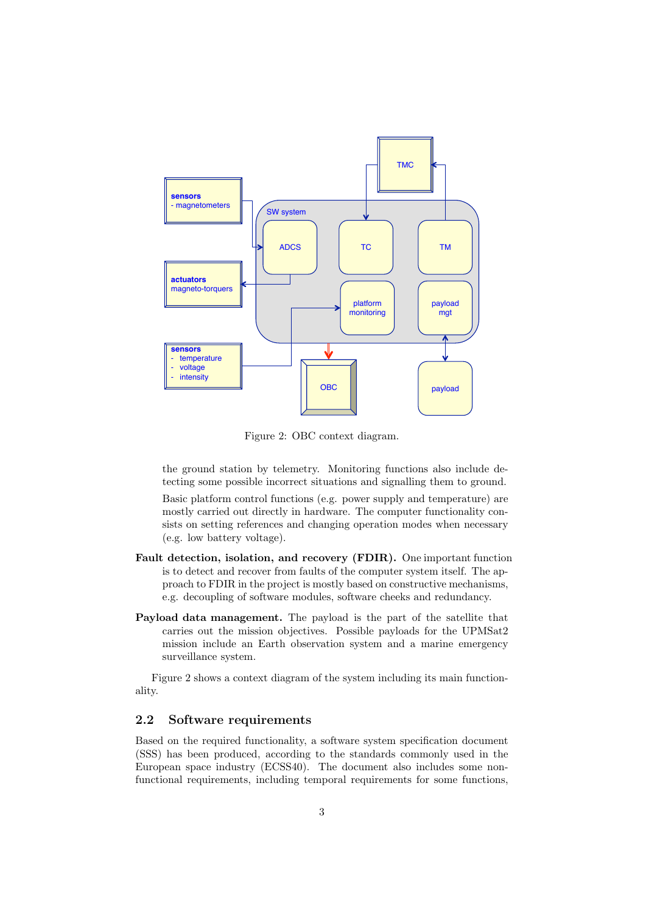Figure 2: OBC context diagram.

the ground station by telemetry. Monitoring functions also include detecting some possible incorrect situations and signalling them to ground.

Basic platform control functions (e.g. power supply and temperature) are mostly carried out directly in hardware. The computer functionality consists on setting references and changing operation modes when necessary (e.g. low battery voltage).

**Fault detection, isolation, and recovery (FDIR).** One important function is to detect and recover from faults of the computer system itself. The approach to FDIR in the project is mostly based on constructive mechanisms, e.g. decoupling of software modules, software cheeks and redundancy.

**Payload data management.** The payload is the part of the satellite that carries out the mission objectives. Possible payloads for the UPMSat2 mission include an Earth observation system and a marine emergency surveillance system.

Figure 2 shows a context diagram of the system including its main functionality.

## 2.2 Software requirements

Based on the required functionality, a software system specification document (SSS) has been produced, according to the standards commonly used in the European space industry (ECSS40). The document also includes some non-functional requirements, including temporal requirements for some functions,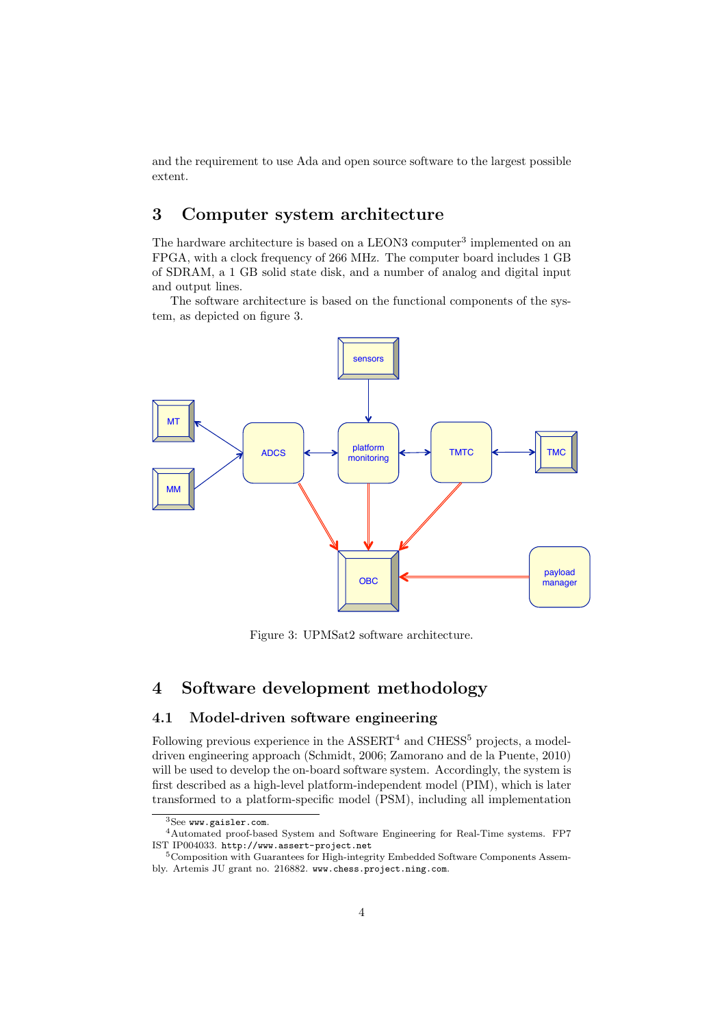and the requirement to use Ada and open source software to the largest possible extent.

## 3 Computer system architecture

The hardware architecture is based on a LEON3 computer[3] implemented on an FPGA, with a clock frequency of 266 MHz. The computer board includes 1 GB of SDRAM, a 1 GB solid state disk, and a number of analog and digital input and output lines.

The software architecture is based on the functional components of the system, as depicted on figure 3.

Figure 3: UPMSat2 software architecture.

## 4 Software development methodology

### 4.1 Model-driven software engineering

Following previous experience in the ASSERT[4] and CHESS[5] projects, a model-driven engineering approach (Schmidt, 2006; Zamorano and de la Puente, 2010) will be used to develop the on-board software system. Accordingly, the system is first described as a high-level platform-independent model (PIM), which is later transformed to a platform-specific model (PSM), including all implementation

[3]See `www.gaisler.com`.

[4]Automated proof-based System and Software Engineering for Real-Time systems. FP7 IST IP004033. `http://www.assert-project.net`

[5]Composition with Guarantees for High-integrity Embedded Software Components Assembly. Artemis JU grant no. 216882. `www.chess.project.ning.com`.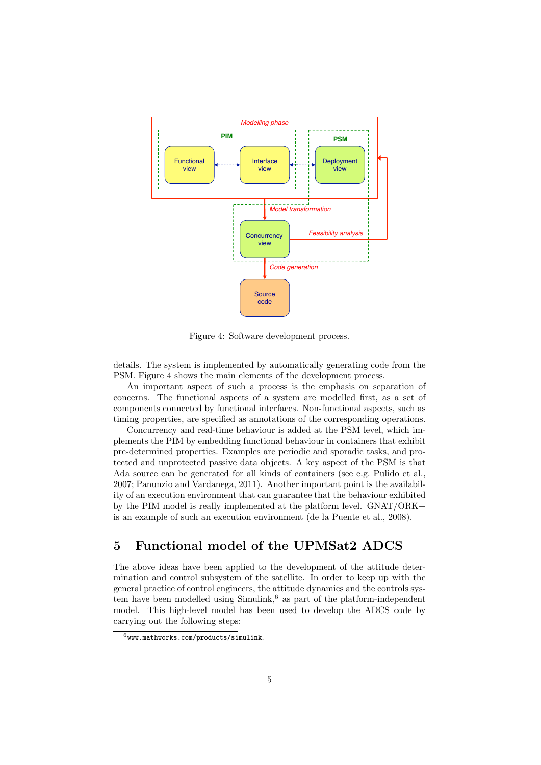Figure 4: Software development process.

details. The system is implemented by automatically generating code from the PSM. Figure 4 shows the main elements of the development process.

An important aspect of such a process is the emphasis on separation of concerns. The functional aspects of a system are modelled first, as a set of components connected by functional interfaces. Non-functional aspects, such as timing properties, are specified as annotations of the corresponding operations.

Concurrency and real-time behaviour is added at the PSM level, which implements the PIM by embedding functional behaviour in containers that exhibit pre-determined properties. Examples are periodic and sporadic tasks, and protected and unprotected passive data objects. A key aspect of the PSM is that Ada source can be generated for all kinds of containers (see e.g. Pulido et al., 2007; Panunzio and Vardanega, 2011). Another important point is the availability of an execution environment that can guarantee that the behaviour exhibited by the PIM model is really implemented at the platform level. GNAT/ORK+ is an example of such an execution environment (de la Puente et al., 2008).

# 5 Functional model of the UPMSat2 ADCS

The above ideas have been applied to the development of the attitude determination and control subsystem of the satellite. In order to keep up with the general practice of control engineers, the attitude dynamics and the controls system have been modelled using Simulink,[6] as part of the platform-independent model. This high-level model has been used to develop the ADCS code by carrying out the following steps:

[6] www.mathworks.com/products/simulink.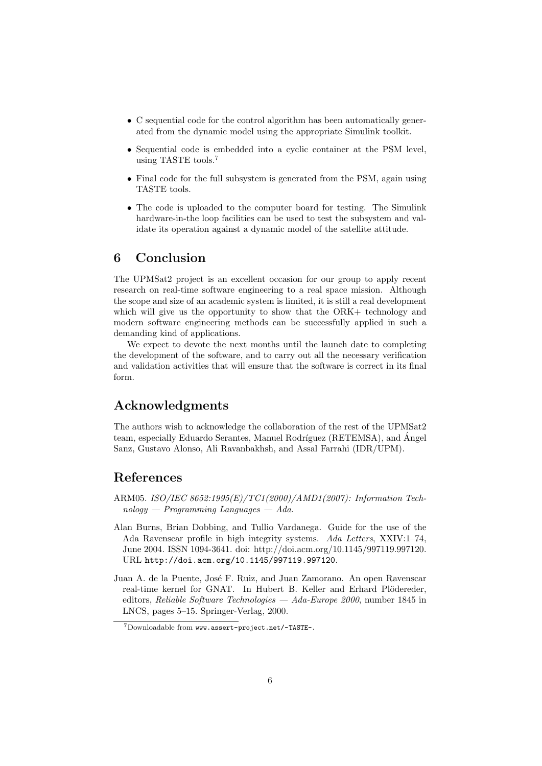- C sequential code for the control algorithm has been automatically generated from the dynamic model using the appropriate Simulink toolkit.
- Sequential code is embedded into a cyclic container at the PSM level, using TASTE tools.[7]
- Final code for the full subsystem is generated from the PSM, again using TASTE tools.
- The code is uploaded to the computer board for testing. The Simulink hardware-in-the loop facilities can be used to test the subsystem and validate its operation against a dynamic model of the satellite attitude.

## 6 Conclusion

The UPMSat2 project is an excellent occasion for our group to apply recent research on real-time software engineering to a real space mission. Although the scope and size of an academic system is limited, it is still a real development which will give us the opportunity to show that the ORK+ technology and modern software engineering methods can be successfully applied in such a demanding kind of applications.

We expect to devote the next months until the launch date to completing the development of the software, and to carry out all the necessary verification and validation activities that will ensure that the software is correct in its final form.

## Acknowledgments

The authors wish to acknowledge the collaboration of the rest of the UPMSat2 team, especially Eduardo Serantes, Manuel Rodríguez (RETEMSA), and Ángel Sanz, Gustavo Alonso, Ali Ravanbakhsh, and Assal Farrahi (IDR/UPM).

## References

ARM05. *ISO/IEC 8652:1995(E)/TC1(2000)/AMD1(2007): Information Technology — Programming Languages — Ada*.

Alan Burns, Brian Dobbing, and Tullio Vardanega. Guide for the use of the Ada Ravenscar profile in high integrity systems. *Ada Letters*, XXIV:1–74, June 2004. ISSN 1094-3641. doi: http://doi.acm.org/10.1145/997119.997120. URL `http://doi.acm.org/10.1145/997119.997120`.

Juan A. de la Puente, José F. Ruiz, and Juan Zamorano. An open Ravenscar real-time kernel for GNAT. In Hubert B. Keller and Erhard Plödereder, editors, *Reliable Software Technologies — Ada-Europe 2000*, number 1845 in LNCS, pages 5–15. Springer-Verlag, 2000.

[7] Downloadable from `www.assert-project.net/-TASTE-`.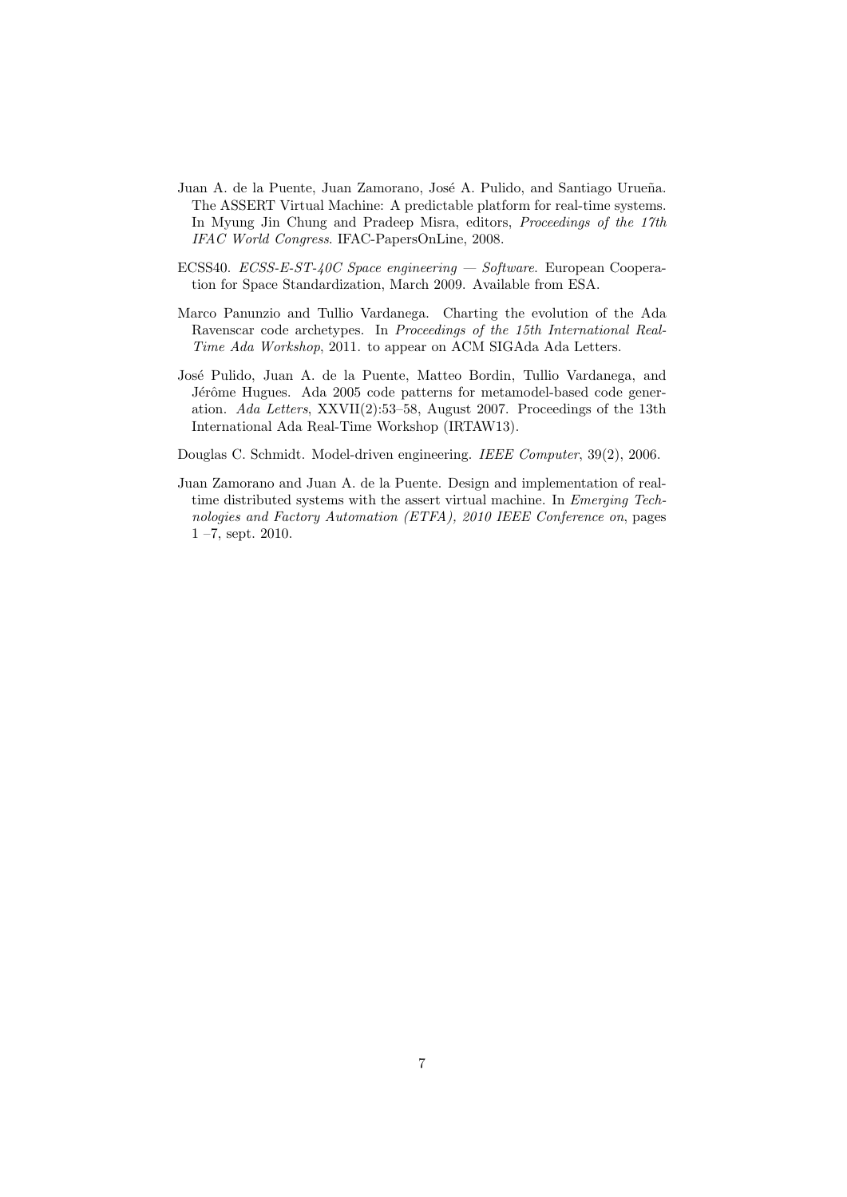Juan A. de la Puente, Juan Zamorano, José A. Pulido, and Santiago Urueña. The ASSERT Virtual Machine: A predictable platform for real-time systems. In Myung Jin Chung and Pradeep Misra, editors, *Proceedings of the 17th IFAC World Congress*. IFAC-PapersOnLine, 2008.

ECSS40. *ECSS-E-ST-40C Space engineering — Software*. European Cooperation for Space Standardization, March 2009. Available from ESA.

Marco Panunzio and Tullio Vardanega. Charting the evolution of the Ada Ravenscar code archetypes. In *Proceedings of the 15th International Real-Time Ada Workshop*, 2011. to appear on ACM SIGAda Ada Letters.

José Pulido, Juan A. de la Puente, Matteo Bordin, Tullio Vardanega, and Jérôme Hugues. Ada 2005 code patterns for metamodel-based code generation. *Ada Letters*, XXVII(2):53–58, August 2007. Proceedings of the 13th International Ada Real-Time Workshop (IRTAW13).

Douglas C. Schmidt. Model-driven engineering. *IEEE Computer*, 39(2), 2006.

Juan Zamorano and Juan A. de la Puente. Design and implementation of real-time distributed systems with the assert virtual machine. In *Emerging Technologies and Factory Automation (ETFA), 2010 IEEE Conference on*, pages 1 –7, sept. 2010.